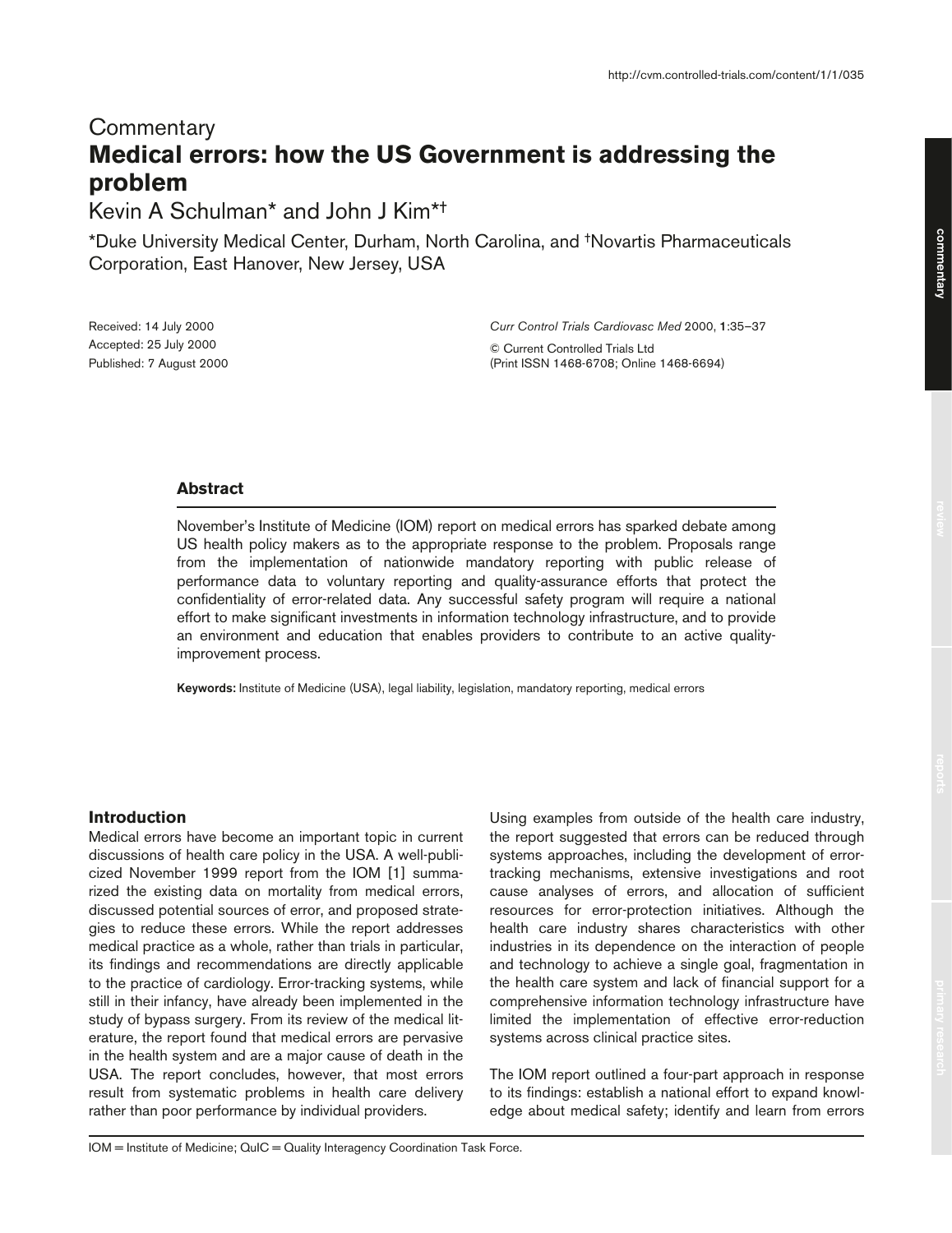Commentary

# Medical errors: how the US Government is addressing the problem

Kevin A Schulman* and John J Kim*†

*Duke University Medical Center, Durham, North Carolina, and †Novartis Pharmaceuticals Corporation, East Hanover, New Jersey, USA

Received: 14 July 2000
Accepted: 25 July 2000
Published: 7 August 2000

*Curr Control Trials Cardiovasc Med* 2000, **1**:35–37

© Current Controlled Trials Ltd
(Print ISSN 1468-6708; Online 1468-6694)

## Abstract

November's Institute of Medicine (IOM) report on medical errors has sparked debate among US health policy makers as to the appropriate response to the problem. Proposals range from the implementation of nationwide mandatory reporting with public release of performance data to voluntary reporting and quality-assurance efforts that protect the confidentiality of error-related data. Any successful safety program will require a national effort to make significant investments in information technology infrastructure, and to provide an environment and education that enables providers to contribute to an active quality-improvement process.

**Keywords:** Institute of Medicine (USA), legal liability, legislation, mandatory reporting, medical errors

## Introduction

Medical errors have become an important topic in current discussions of health care policy in the USA. A well-publicized November 1999 report from the IOM [1] summarized the existing data on mortality from medical errors, discussed potential sources of error, and proposed strategies to reduce these errors. While the report addresses medical practice as a whole, rather than trials in particular, its findings and recommendations are directly applicable to the practice of cardiology. Error-tracking systems, while still in their infancy, have already been implemented in the study of bypass surgery. From its review of the medical literature, the report found that medical errors are pervasive in the health system and are a major cause of death in the USA. The report concludes, however, that most errors result from systematic problems in health care delivery rather than poor performance by individual providers.

Using examples from outside of the health care industry, the report suggested that errors can be reduced through systems approaches, including the development of error-tracking mechanisms, extensive investigations and root cause analyses of errors, and allocation of sufficient resources for error-protection initiatives. Although the health care industry shares characteristics with other industries in its dependence on the interaction of people and technology to achieve a single goal, fragmentation in the health care system and lack of financial support for a comprehensive information technology infrastructure have limited the implementation of effective error-reduction systems across clinical practice sites.

The IOM report outlined a four-part approach in response to its findings: establish a national effort to expand knowledge about medical safety; identify and learn from errors

IOM = Institute of Medicine; QuIC = Quality Interagency Coordination Task Force.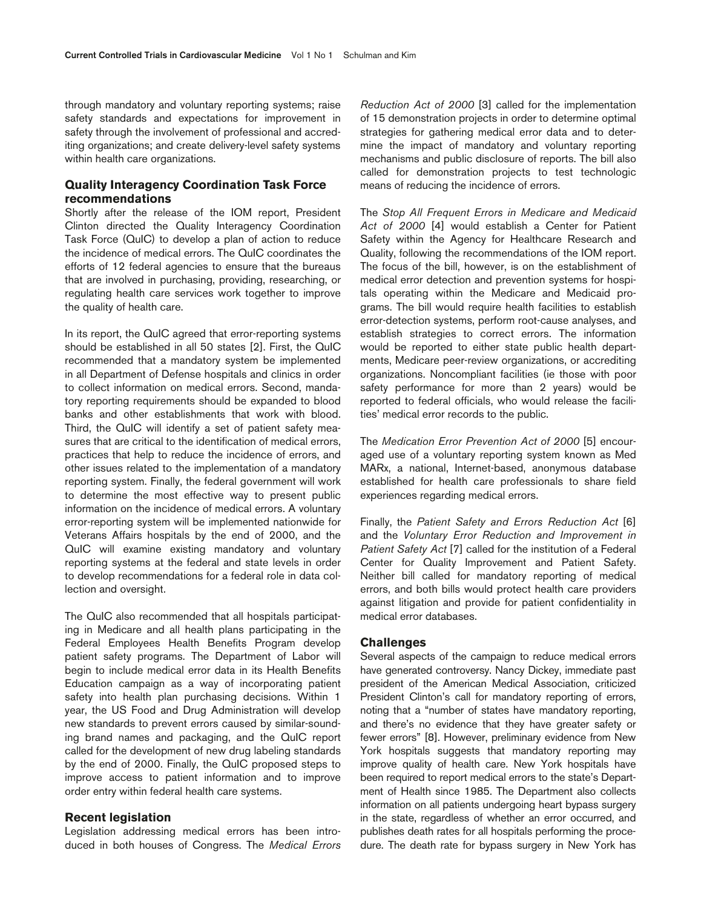through mandatory and voluntary reporting systems; raise safety standards and expectations for improvement in safety through the involvement of professional and accrediting organizations; and create delivery-level safety systems within health care organizations.

## Quality Interagency Coordination Task Force recommendations

Shortly after the release of the IOM report, President Clinton directed the Quality Interagency Coordination Task Force (QuIC) to develop a plan of action to reduce the incidence of medical errors. The QuIC coordinates the efforts of 12 federal agencies to ensure that the bureaus that are involved in purchasing, providing, researching, or regulating health care services work together to improve the quality of health care.

In its report, the QuIC agreed that error-reporting systems should be established in all 50 states [2]. First, the QuIC recommended that a mandatory system be implemented in all Department of Defense hospitals and clinics in order to collect information on medical errors. Second, mandatory reporting requirements should be expanded to blood banks and other establishments that work with blood. Third, the QuIC will identify a set of patient safety measures that are critical to the identification of medical errors, practices that help to reduce the incidence of errors, and other issues related to the implementation of a mandatory reporting system. Finally, the federal government will work to determine the most effective way to present public information on the incidence of medical errors. A voluntary error-reporting system will be implemented nationwide for Veterans Affairs hospitals by the end of 2000, and the QuIC will examine existing mandatory and voluntary reporting systems at the federal and state levels in order to develop recommendations for a federal role in data collection and oversight.

The QuIC also recommended that all hospitals participating in Medicare and all health plans participating in the Federal Employees Health Benefits Program develop patient safety programs. The Department of Labor will begin to include medical error data in its Health Benefits Education campaign as a way of incorporating patient safety into health plan purchasing decisions. Within 1 year, the US Food and Drug Administration will develop new standards to prevent errors caused by similar-sounding brand names and packaging, and the QuIC report called for the development of new drug labeling standards by the end of 2000. Finally, the QuIC proposed steps to improve access to patient information and to improve order entry within federal health care systems.

## Recent legislation

Legislation addressing medical errors has been introduced in both houses of Congress. The *Medical Errors Reduction Act of 2000* [3] called for the implementation of 15 demonstration projects in order to determine optimal strategies for gathering medical error data and to determine the impact of mandatory and voluntary reporting mechanisms and public disclosure of reports. The bill also called for demonstration projects to test technologic means of reducing the incidence of errors.

The *Stop All Frequent Errors in Medicare and Medicaid Act of 2000* [4] would establish a Center for Patient Safety within the Agency for Healthcare Research and Quality, following the recommendations of the IOM report. The focus of the bill, however, is on the establishment of medical error detection and prevention systems for hospitals operating within the Medicare and Medicaid programs. The bill would require health facilities to establish error-detection systems, perform root-cause analyses, and establish strategies to correct errors. The information would be reported to either state public health departments, Medicare peer-review organizations, or accrediting organizations. Noncompliant facilities (ie those with poor safety performance for more than 2 years) would be reported to federal officials, who would release the facilities' medical error records to the public.

The *Medication Error Prevention Act of 2000* [5] encouraged use of a voluntary reporting system known as Med MARx, a national, Internet-based, anonymous database established for health care professionals to share field experiences regarding medical errors.

Finally, the *Patient Safety and Errors Reduction Act* [6] and the *Voluntary Error Reduction and Improvement in Patient Safety Act* [7] called for the institution of a Federal Center for Quality Improvement and Patient Safety. Neither bill called for mandatory reporting of medical errors, and both bills would protect health care providers against litigation and provide for patient confidentiality in medical error databases.

## Challenges

Several aspects of the campaign to reduce medical errors have generated controversy. Nancy Dickey, immediate past president of the American Medical Association, criticized President Clinton's call for mandatory reporting of errors, noting that a "number of states have mandatory reporting, and there's no evidence that they have greater safety or fewer errors" [8]. However, preliminary evidence from New York hospitals suggests that mandatory reporting may improve quality of health care. New York hospitals have been required to report medical errors to the state's Department of Health since 1985. The Department also collects information on all patients undergoing heart bypass surgery in the state, regardless of whether an error occurred, and publishes death rates for all hospitals performing the procedure. The death rate for bypass surgery in New York has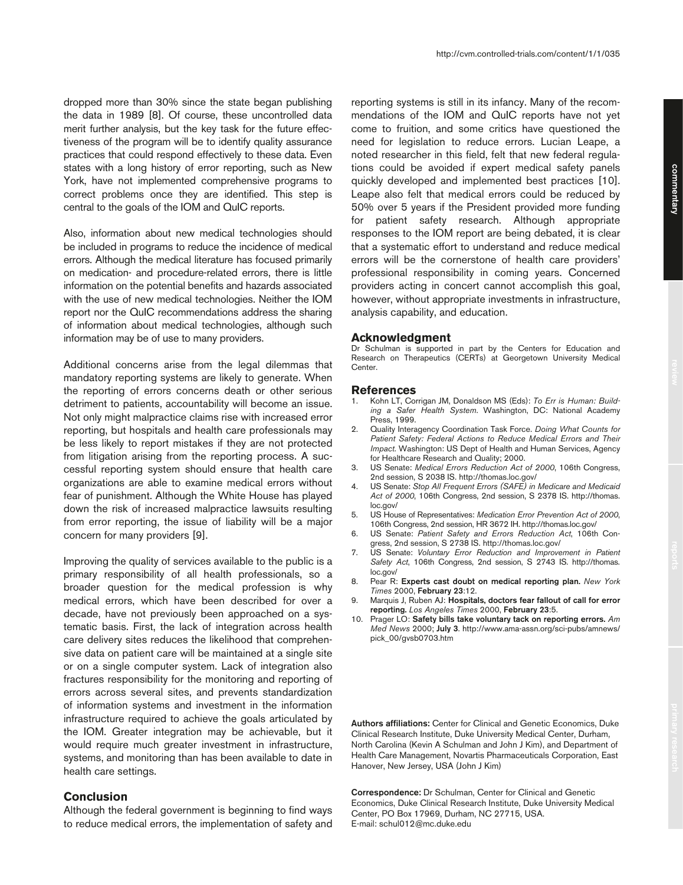dropped more than 30% since the state began publishing the data in 1989 [8]. Of course, these uncontrolled data merit further analysis, but the key task for the future effectiveness of the program will be to identify quality assurance practices that could respond effectively to these data. Even states with a long history of error reporting, such as New York, have not implemented comprehensive programs to correct problems once they are identified. This step is central to the goals of the IOM and QuIC reports.

Also, information about new medical technologies should be included in programs to reduce the incidence of medical errors. Although the medical literature has focused primarily on medication- and procedure-related errors, there is little information on the potential benefits and hazards associated with the use of new medical technologies. Neither the IOM report nor the QuIC recommendations address the sharing of information about medical technologies, although such information may be of use to many providers.

Additional concerns arise from the legal dilemmas that mandatory reporting systems are likely to generate. When the reporting of errors concerns death or other serious detriment to patients, accountability will become an issue. Not only might malpractice claims rise with increased error reporting, but hospitals and health care professionals may be less likely to report mistakes if they are not protected from litigation arising from the reporting process. A successful reporting system should ensure that health care organizations are able to examine medical errors without fear of punishment. Although the White House has played down the risk of increased malpractice lawsuits resulting from error reporting, the issue of liability will be a major concern for many providers [9].

Improving the quality of services available to the public is a primary responsibility of all health professionals, so a broader question for the medical profession is why medical errors, which have been described for over a decade, have not previously been approached on a systematic basis. First, the lack of integration across health care delivery sites reduces the likelihood that comprehensive data on patient care will be maintained at a single site or on a single computer system. Lack of integration also fractures responsibility for the monitoring and reporting of errors across several sites, and prevents standardization of information systems and investment in the information infrastructure required to achieve the goals articulated by the IOM. Greater integration may be achievable, but it would require much greater investment in infrastructure, systems, and monitoring than has been available to date in health care settings.

## Conclusion

Although the federal government is beginning to find ways to reduce medical errors, the implementation of safety and reporting systems is still in its infancy. Many of the recommendations of the IOM and QuIC reports have not yet come to fruition, and some critics have questioned the need for legislation to reduce errors. Lucian Leape, a noted researcher in this field, felt that new federal regulations could be avoided if expert medical safety panels quickly developed and implemented best practices [10]. Leape also felt that medical errors could be reduced by 50% over 5 years if the President provided more funding for patient safety research. Although appropriate responses to the IOM report are being debated, it is clear that a systematic effort to understand and reduce medical errors will be the cornerstone of health care providers' professional responsibility in coming years. Concerned providers acting in concert cannot accomplish this goal, however, without appropriate investments in infrastructure, analysis capability, and education.

## Acknowledgment

Dr Schulman is supported in part by the Centers for Education and Research on Therapeutics (CERTs) at Georgetown University Medical Center.

## References

1. Kohn LT, Corrigan JM, Donaldson MS (Eds): *To Err is Human: Building a Safer Health System*. Washington, DC: National Academy Press, 1999.
2. Quality Interagency Coordination Task Force. *Doing What Counts for Patient Safety: Federal Actions to Reduce Medical Errors and Their Impact*. Washington: US Dept of Health and Human Services, Agency for Healthcare Research and Quality; 2000.
3. US Senate: *Medical Errors Reduction Act of 2000*, 106th Congress, 2nd session, S 2038 IS. http://thomas.loc.gov/
4. US Senate: *Stop All Frequent Errors (SAFE) in Medicare and Medicaid Act of 2000*, 106th Congress, 2nd session, S 2378 IS. http://thomas.loc.gov/
5. US House of Representatives: *Medication Error Prevention Act of 2000*, 106th Congress, 2nd session, HR 3672 IH. http://thomas.loc.gov/
6. US Senate: *Patient Safety and Errors Reduction Act*, 106th Congress, 2nd session, S 2738 IS. http://thomas.loc.gov/
7. US Senate: *Voluntary Error Reduction and Improvement in Patient Safety Act*, 106th Congress, 2nd session, S 2743 IS. http://thomas.loc.gov/
8. Pear R: **Experts cast doubt on medical reporting plan.** *New York Times* 2000, **February 23**:12.
9. Marquis J, Ruben AJ: **Hospitals, doctors fear fallout of call for error reporting.** *Los Angeles Times* 2000, **February 23**:5.
10. Prager LO: **Safety bills take voluntary tack on reporting errors.** *Am Med News* 2000; **July 3**. http://www.ama-assn.org/sci-pubs/amnews/pick_00/gvsb0703.htm

**Authors affiliations:** Center for Clinical and Genetic Economics, Duke Clinical Research Institute, Duke University Medical Center, Durham, North Carolina (Kevin A Schulman and John J Kim), and Department of Health Care Management, Novartis Pharmaceuticals Corporation, East Hanover, New Jersey, USA (John J Kim)

**Correspondence:** Dr Schulman, Center for Clinical and Genetic Economics, Duke Clinical Research Institute, Duke University Medical Center, PO Box 17969, Durham, NC 27715, USA. E-mail: schul012@mc.duke.edu